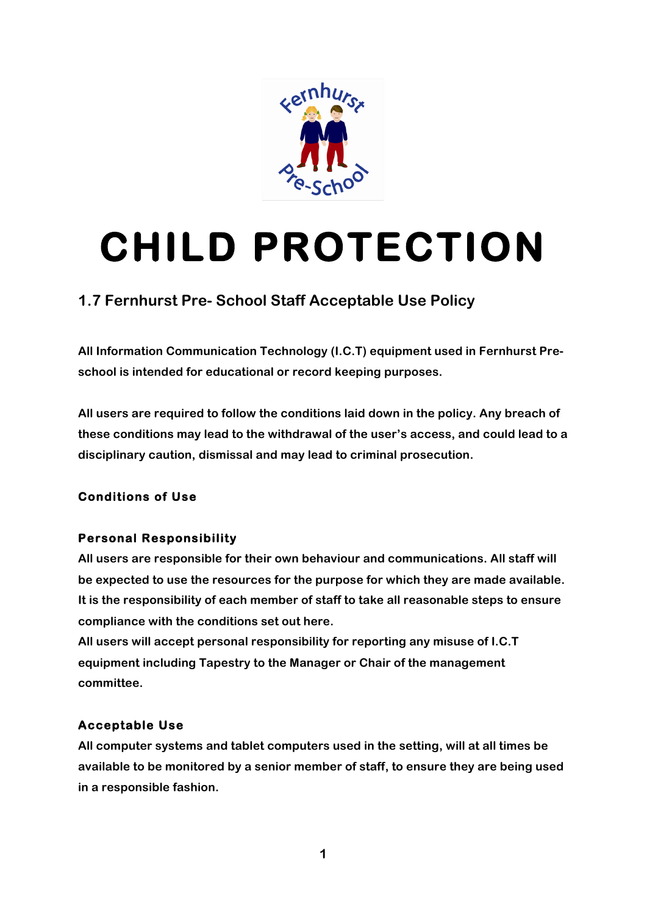# CHILD PROTECTION

## 1.7 Fernhurst Pre- School Staff Acceptable Use Policy

**All Information Communication Technology (I.C.T) equipment used in Fernhurst Pre-school is intended for educational or record keeping purposes.**

**All users are required to follow the conditions laid down in the policy. Any breach of these conditions may lead to the withdrawal of the user's access, and could lead to a disciplinary caution, dismissal and may lead to criminal prosecution.**

### Conditions of Use

#### Personal Responsibility

**All users are responsible for their own behaviour and communications. All staff will be expected to use the resources for the purpose for which they are made available. It is the responsibility of each member of staff to take all reasonable steps to ensure compliance with the conditions set out here.**

**All users will accept personal responsibility for reporting any misuse of I.C.T equipment including Tapestry to the Manager or Chair of the management committee.**

#### Acceptable Use

**All computer systems and tablet computers used in the setting, will at all times be available to be monitored by a senior member of staff, to ensure they are being used in a responsible fashion.**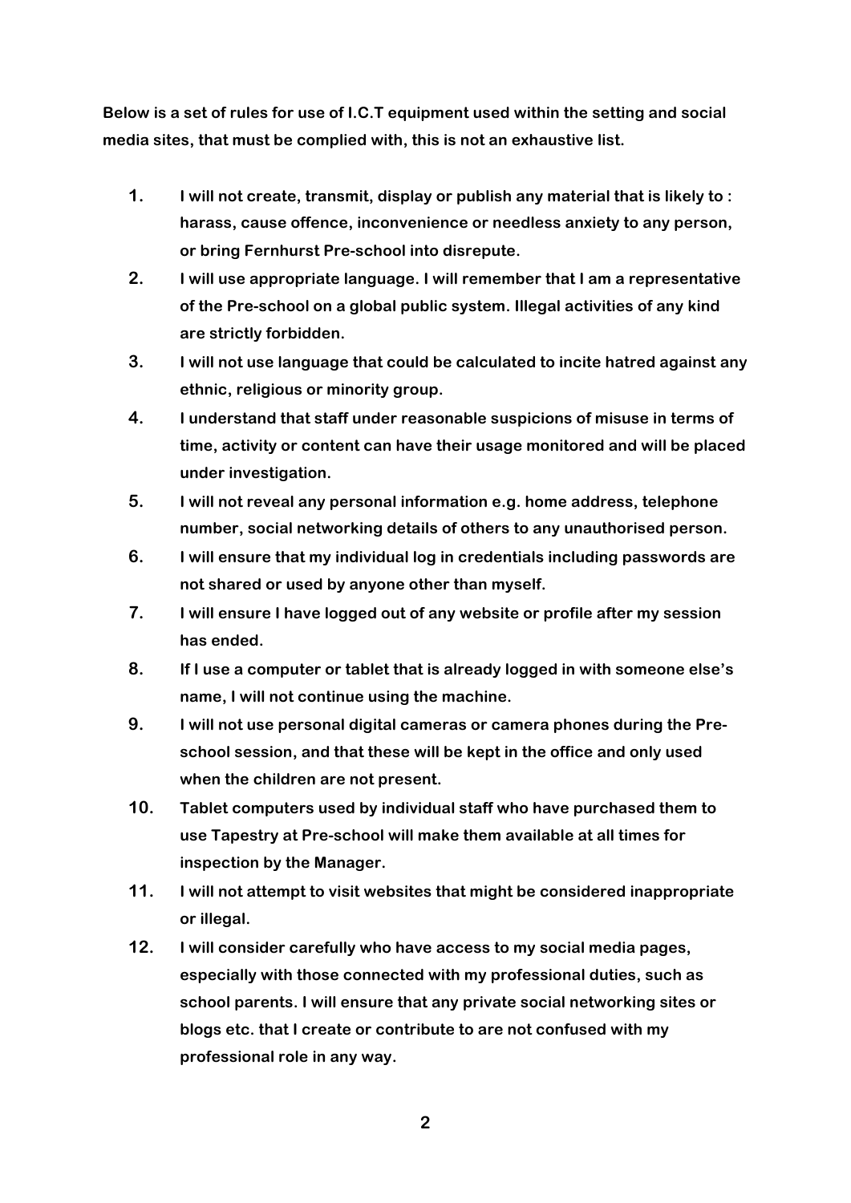**Below is a set of rules for use of I.C.T equipment used within the setting and social media sites, that must be complied with, this is not an exhaustive list.**

1. **I will not create, transmit, display or publish any material that is likely to : harass, cause offence, inconvenience or needless anxiety to any person, or bring Fernhurst Pre-school into disrepute.**
2. **I will use appropriate language. I will remember that I am a representative of the Pre-school on a global public system. Illegal activities of any kind are strictly forbidden.**
3. **I will not use language that could be calculated to incite hatred against any ethnic, religious or minority group.**
4. **I understand that staff under reasonable suspicions of misuse in terms of time, activity or content can have their usage monitored and will be placed under investigation.**
5. **I will not reveal any personal information e.g. home address, telephone number, social networking details of others to any unauthorised person.**
6. **I will ensure that my individual log in credentials including passwords are not shared or used by anyone other than myself.**
7. **I will ensure I have logged out of any website or profile after my session has ended.**
8. **If I use a computer or tablet that is already logged in with someone else's name, I will not continue using the machine.**
9. **I will not use personal digital cameras or camera phones during the Pre-school session, and that these will be kept in the office and only used when the children are not present.**
10. **Tablet computers used by individual staff who have purchased them to use Tapestry at Pre-school will make them available at all times for inspection by the Manager.**
11. **I will not attempt to visit websites that might be considered inappropriate or illegal.**
12. **I will consider carefully who have access to my social media pages, especially with those connected with my professional duties, such as school parents. I will ensure that any private social networking sites or blogs etc. that I create or contribute to are not confused with my professional role in any way.**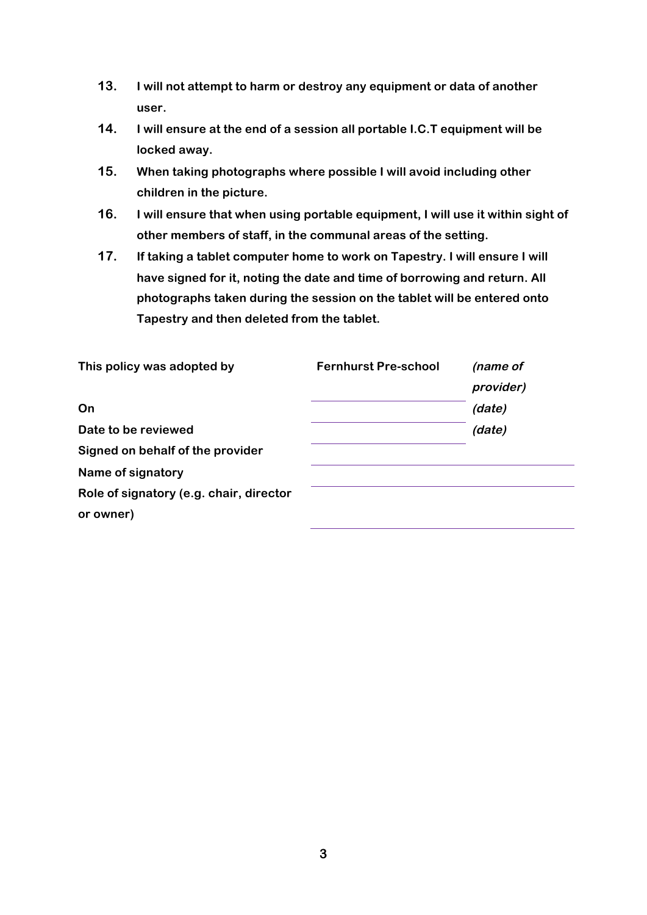13. **I will not attempt to harm or destroy any equipment or data of another user.**
14. **I will ensure at the end of a session all portable I.C.T equipment will be locked away.**
15. **When taking photographs where possible I will avoid including other children in the picture.**
16. **I will ensure that when using portable equipment, I will use it within sight of other members of staff, in the communal areas of the setting.**
17. **If taking a tablet computer home to work on Tapestry. I will ensure I will have signed for it, noting the date and time of borrowing and return. All photographs taken during the session on the tablet will be entered onto Tapestry and then deleted from the tablet.**

| | | |
|---|---|---|
| **This policy was adopted by** | **Fernhurst Pre-school** | ***(name of provider)*** |
| **On** | | ***(date)*** |
| **Date to be reviewed** | | ***(date)*** |
| **Signed on behalf of the provider** | | |
| **Name of signatory** | | |
| **Role of signatory (e.g. chair, director or owner)** | | |